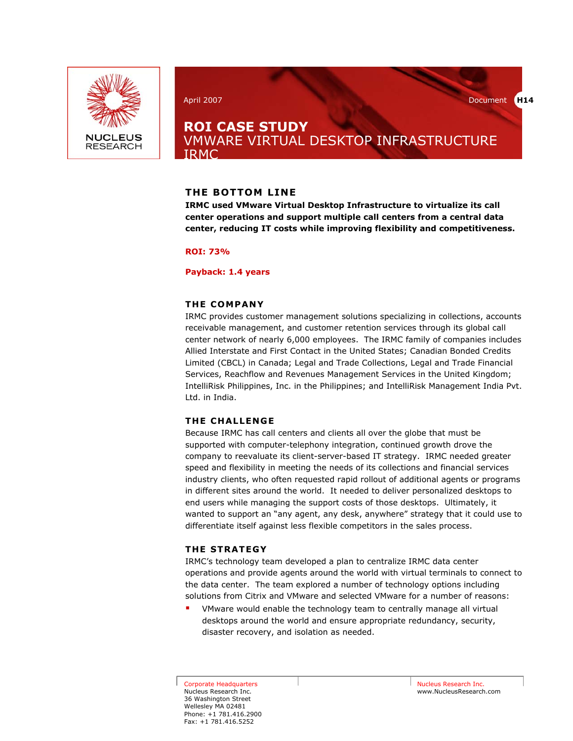NUCLEUS RESEARCH

April 2007

Document **H14**

# ROI CASE STUDY
## VMWARE VIRTUAL DESKTOP INFRASTRUCTURE
## IRMC

### THE BOTTOM LINE

**IRMC used VMware Virtual Desktop Infrastructure to virtualize its call center operations and support multiple call centers from a central data center, reducing IT costs while improving flexibility and competitiveness.**

**ROI: 73%**

**Payback: 1.4 years**

### THE COMPANY

IRMC provides customer management solutions specializing in collections, accounts receivable management, and customer retention services through its global call center network of nearly 6,000 employees. The IRMC family of companies includes Allied Interstate and First Contact in the United States; Canadian Bonded Credits Limited (CBCL) in Canada; Legal and Trade Collections, Legal and Trade Financial Services, Reachflow and Revenues Management Services in the United Kingdom; IntelliRisk Philippines, Inc. in the Philippines; and IntelliRisk Management India Pvt. Ltd. in India.

### THE CHALLENGE

Because IRMC has call centers and clients all over the globe that must be supported with computer-telephony integration, continued growth drove the company to reevaluate its client-server-based IT strategy. IRMC needed greater speed and flexibility in meeting the needs of its collections and financial services industry clients, who often requested rapid rollout of additional agents or programs in different sites around the world. It needed to deliver personalized desktops to end users while managing the support costs of those desktops. Ultimately, it wanted to support an "any agent, any desk, anywhere" strategy that it could use to differentiate itself against less flexible competitors in the sales process.

### THE STRATEGY

IRMC's technology team developed a plan to centralize IRMC data center operations and provide agents around the world with virtual terminals to connect to the data center. The team explored a number of technology options including solutions from Citrix and VMware and selected VMware for a number of reasons:

- VMware would enable the technology team to centrally manage all virtual desktops around the world and ensure appropriate redundancy, security, disaster recovery, and isolation as needed.

Corporate Headquarters
Nucleus Research Inc.
36 Washington Street
Wellesley MA 02481
Phone: +1 781.416.2900
Fax: +1 781.416.5252

Nucleus Research Inc.
www.NucleusResearch.com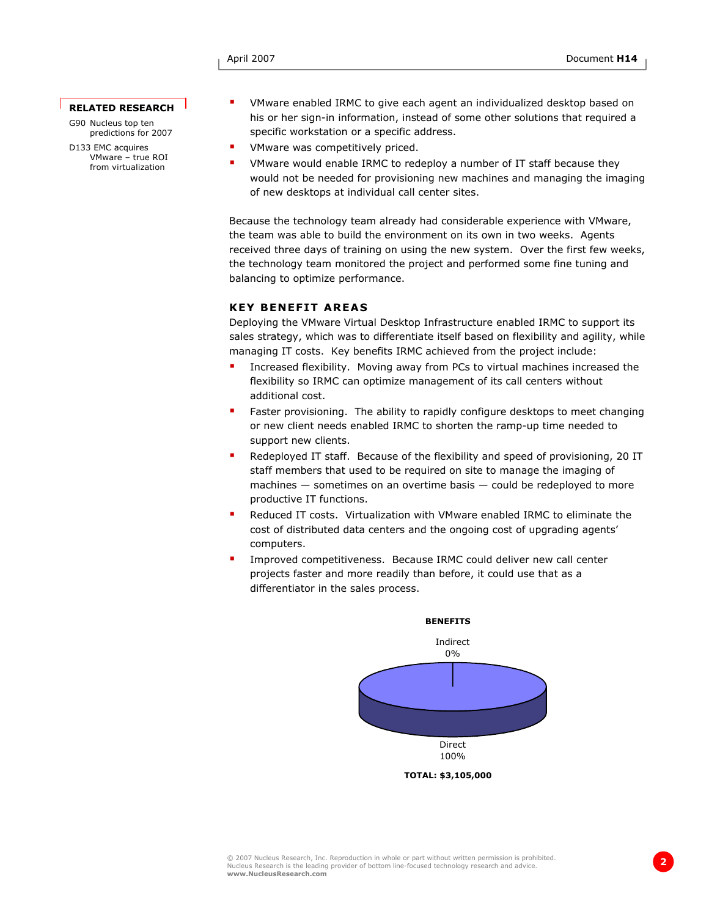**RELATED RESEARCH**

G90 Nucleus top ten predictions for 2007

D133 EMC acquires VMware – true ROI from virtualization

- VMware enabled IRMC to give each agent an individualized desktop based on his or her sign-in information, instead of some other solutions that required a specific workstation or a specific address.
- VMware was competitively priced.
- VMware would enable IRMC to redeploy a number of IT staff because they would not be needed for provisioning new machines and managing the imaging of new desktops at individual call center sites.

Because the technology team already had considerable experience with VMware, the team was able to build the environment on its own in two weeks. Agents received three days of training on using the new system. Over the first few weeks, the technology team monitored the project and performed some fine tuning and balancing to optimize performance.

## KEY BENEFIT AREAS

Deploying the VMware Virtual Desktop Infrastructure enabled IRMC to support its sales strategy, which was to differentiate itself based on flexibility and agility, while managing IT costs. Key benefits IRMC achieved from the project include:

- Increased flexibility. Moving away from PCs to virtual machines increased the flexibility so IRMC can optimize management of its call centers without additional cost.
- Faster provisioning. The ability to rapidly configure desktops to meet changing or new client needs enabled IRMC to shorten the ramp-up time needed to support new clients.
- Redeployed IT staff. Because of the flexibility and speed of provisioning, 20 IT staff members that used to be required on site to manage the imaging of machines — sometimes on an overtime basis — could be redeployed to more productive IT functions.
- Reduced IT costs. Virtualization with VMware enabled IRMC to eliminate the cost of distributed data centers and the ongoing cost of upgrading agents' computers.
- Improved competitiveness. Because IRMC could deliver new call center projects faster and more readily than before, it could use that as a differentiator in the sales process.

**BENEFITS**

Indirect 0%

Direct 100%

**TOTAL: $3,105,000**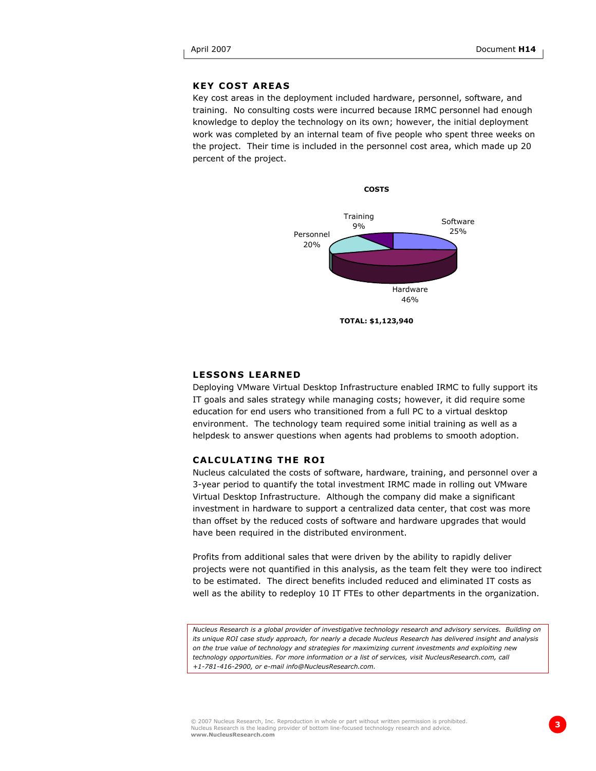## KEY COST AREAS

Key cost areas in the deployment included hardware, personnel, software, and training. No consulting costs were incurred because IRMC personnel had enough knowledge to deploy the technology on its own; however, the initial deployment work was completed by an internal team of five people who spent three weeks on the project. Their time is included in the personnel cost area, which made up 20 percent of the project.

**COSTS**

| Category | Percentage |
|---|---|
| Software | 25% |
| Hardware | 46% |
| Personnel | 20% |
| Training | 9% |

**TOTAL: $1,123,940**

## LESSONS LEARNED

Deploying VMware Virtual Desktop Infrastructure enabled IRMC to fully support its IT goals and sales strategy while managing costs; however, it did require some education for end users who transitioned from a full PC to a virtual desktop environment. The technology team required some initial training as well as a helpdesk to answer questions when agents had problems to smooth adoption.

## CALCULATING THE ROI

Nucleus calculated the costs of software, hardware, training, and personnel over a 3-year period to quantify the total investment IRMC made in rolling out VMware Virtual Desktop Infrastructure. Although the company did make a significant investment in hardware to support a centralized data center, that cost was more than offset by the reduced costs of software and hardware upgrades that would have been required in the distributed environment.

Profits from additional sales that were driven by the ability to rapidly deliver projects were not quantified in this analysis, as the team felt they were too indirect to be estimated. The direct benefits included reduced and eliminated IT costs as well as the ability to redeploy 10 IT FTEs to other departments in the organization.

*Nucleus Research is a global provider of investigative technology research and advisory services. Building on its unique ROI case study approach, for nearly a decade Nucleus Research has delivered insight and analysis on the true value of technology and strategies for maximizing current investments and exploiting new technology opportunities. For more information or a list of services, visit NucleusResearch.com, call +1-781-416-2900, or e-mail info@NucleusResearch.com.*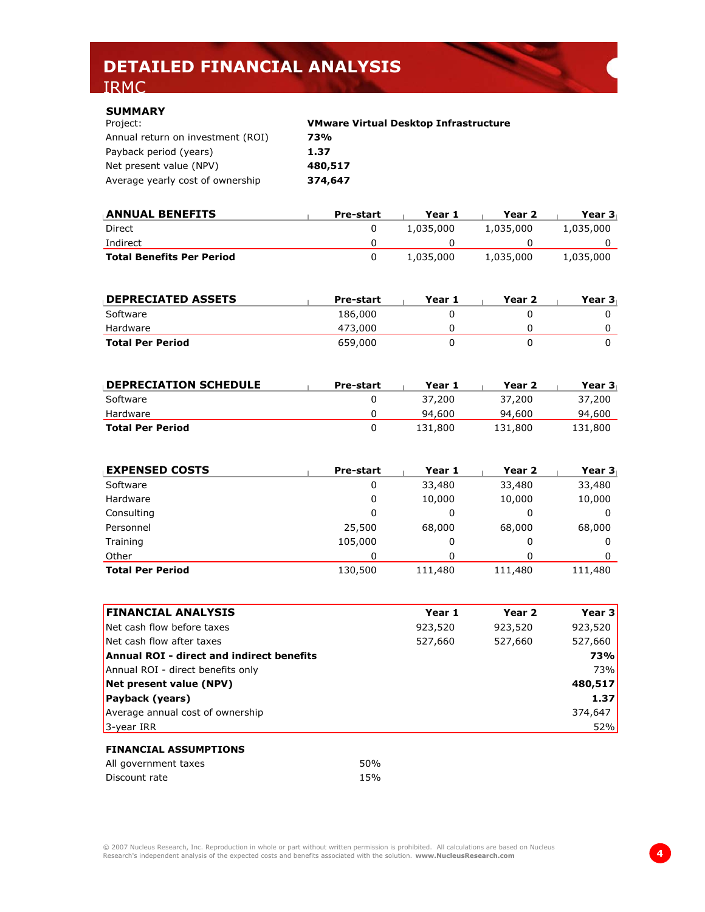# DETAILED FINANCIAL ANALYSIS

## IRMC

### SUMMARY

| | |
|---|---|
| Project: | **VMware Virtual Desktop Infrastructure** |
| Annual return on investment (ROI) | **73%** |
| Payback period (years) | **1.37** |
| Net present value (NPV) | **480,517** |
| Average yearly cost of ownership | **374,647** |

| ANNUAL BENEFITS | Pre-start | Year 1 | Year 2 | Year 3 |
|---|---|---|---|---|
| Direct | 0 | 1,035,000 | 1,035,000 | 1,035,000 |
| Indirect | 0 | 0 | 0 | 0 |
| **Total Benefits Per Period** | 0 | 1,035,000 | 1,035,000 | 1,035,000 |

| DEPRECIATED ASSETS | Pre-start | Year 1 | Year 2 | Year 3 |
|---|---|---|---|---|
| Software | 186,000 | 0 | 0 | 0 |
| Hardware | 473,000 | 0 | 0 | 0 |
| **Total Per Period** | 659,000 | 0 | 0 | 0 |

| DEPRECIATION SCHEDULE | Pre-start | Year 1 | Year 2 | Year 3 |
|---|---|---|---|---|
| Software | 0 | 37,200 | 37,200 | 37,200 |
| Hardware | 0 | 94,600 | 94,600 | 94,600 |
| **Total Per Period** | 0 | 131,800 | 131,800 | 131,800 |

| EXPENSED COSTS | Pre-start | Year 1 | Year 2 | Year 3 |
|---|---|---|---|---|
| Software | 0 | 33,480 | 33,480 | 33,480 |
| Hardware | 0 | 10,000 | 10,000 | 10,000 |
| Consulting | 0 | 0 | 0 | 0 |
| Personnel | 25,500 | 68,000 | 68,000 | 68,000 |
| Training | 105,000 | 0 | 0 | 0 |
| Other | 0 | 0 | 0 | 0 |
| **Total Per Period** | 130,500 | 111,480 | 111,480 | 111,480 |

| FINANCIAL ANALYSIS | Year 1 | Year 2 | Year 3 |
|---|---|---|---|
| Net cash flow before taxes | 923,520 | 923,520 | 923,520 |
| Net cash flow after taxes | 527,660 | 527,660 | 527,660 |
| **Annual ROI - direct and indirect benefits** | | | **73%** |
| Annual ROI - direct benefits only | | | 73% |
| **Net present value (NPV)** | | | **480,517** |
| **Payback (years)** | | | **1.37** |
| Average annual cost of ownership | | | 374,647 |
| 3-year IRR | | | 52% |

### FINANCIAL ASSUMPTIONS

| | |
|---|---|
| All government taxes | 50% |
| Discount rate | 15% |

© 2007 Nucleus Research, Inc. Reproduction in whole or part without written permission is prohibited. All calculations are based on Nucleus Research's independent analysis of the expected costs and benefits associated with the solution. **www.NucleusResearch.com**